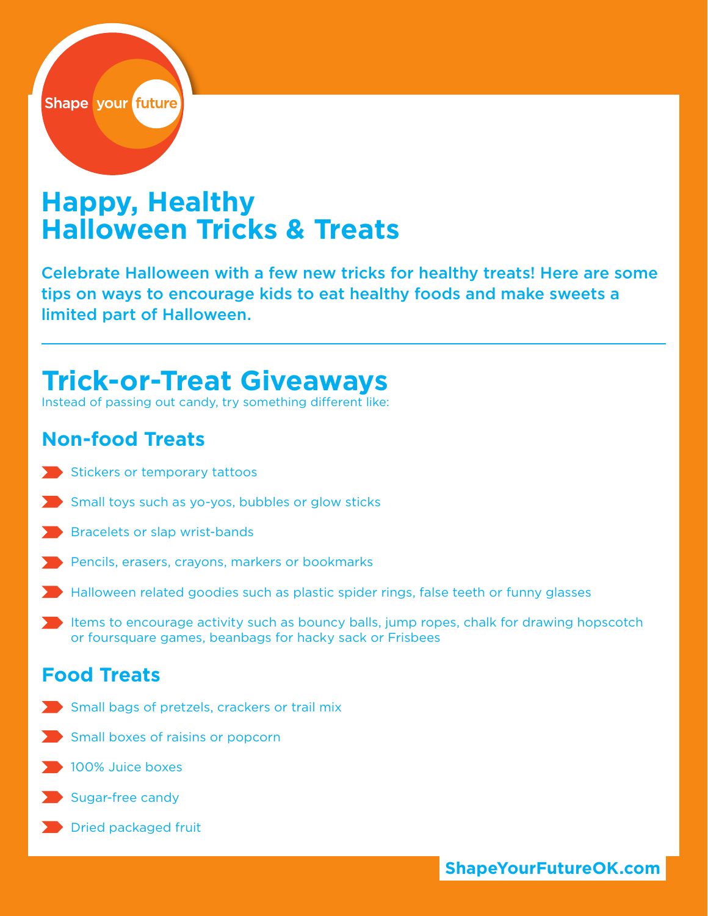Shape your future

# Happy, Healthy Halloween Tricks & Treats

**Celebrate Halloween with a few new tricks for healthy treats! Here are some tips on ways to encourage kids to eat healthy foods and make sweets a limited part of Halloween.**

---

## Trick-or-Treat Giveaways

Instead of passing out candy, try something different like:

### Non-food Treats

- Stickers or temporary tattoos
- Small toys such as yo-yos, bubbles or glow sticks
- Bracelets or slap wrist-bands
- Pencils, erasers, crayons, markers or bookmarks
- Halloween related goodies such as plastic spider rings, false teeth or funny glasses
- Items to encourage activity such as bouncy balls, jump ropes, chalk for drawing hopscotch or foursquare games, beanbags for hacky sack or Frisbees

### Food Treats

- Small bags of pretzels, crackers or trail mix
- Small boxes of raisins or popcorn
- 100% Juice boxes
- Sugar-free candy
- Dried packaged fruit

**ShapeYourFutureOK.com**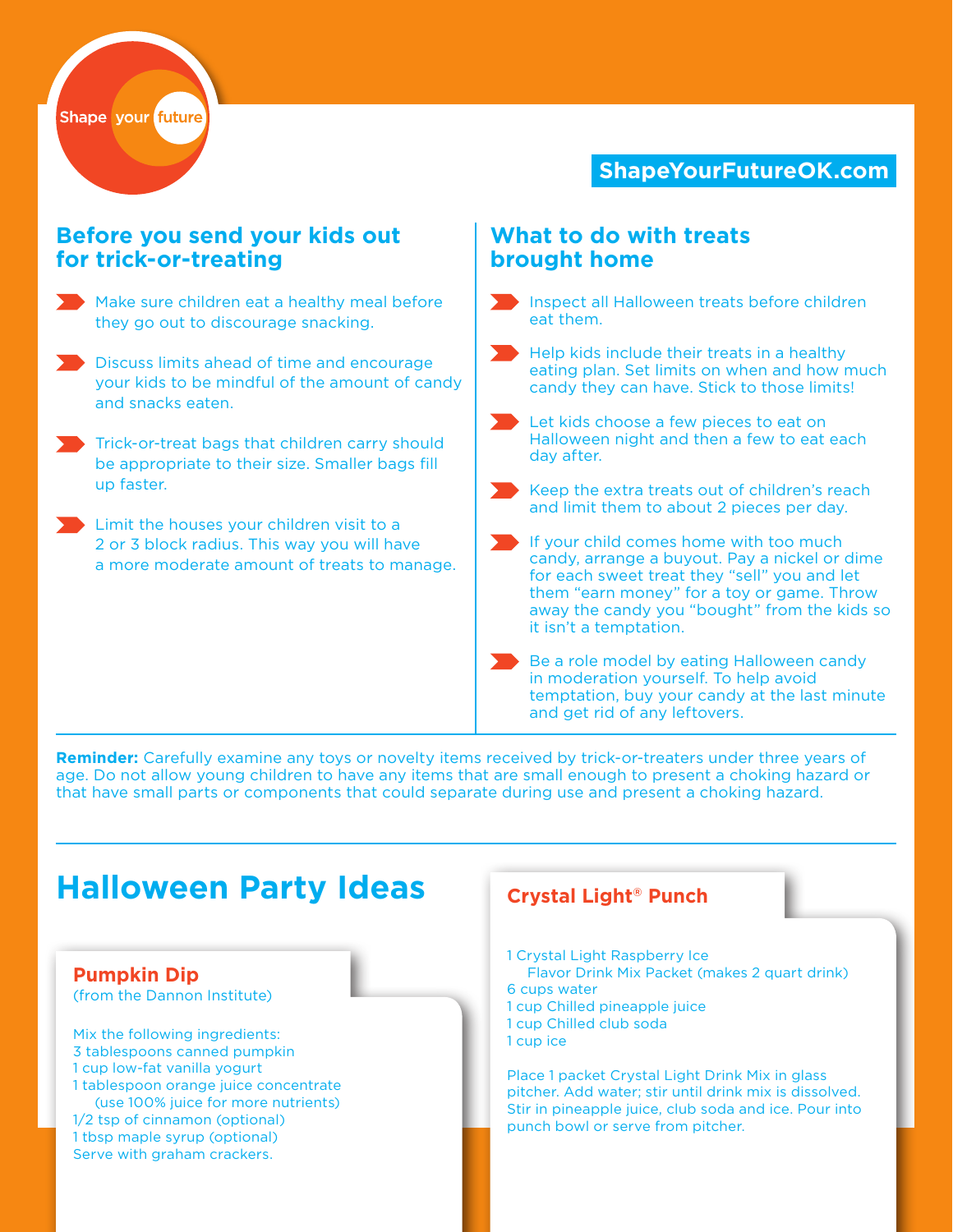Shape your future

ShapeYourFutureOK.com

## Before you send your kids out for trick-or-treating

- Make sure children eat a healthy meal before they go out to discourage snacking.
- Discuss limits ahead of time and encourage your kids to be mindful of the amount of candy and snacks eaten.
- Trick-or-treat bags that children carry should be appropriate to their size. Smaller bags fill up faster.
- Limit the houses your children visit to a 2 or 3 block radius. This way you will have a more moderate amount of treats to manage.

## What to do with treats brought home

- Inspect all Halloween treats before children eat them.
- Help kids include their treats in a healthy eating plan. Set limits on when and how much candy they can have. Stick to those limits!
- Let kids choose a few pieces to eat on Halloween night and then a few to eat each day after.
- Keep the extra treats out of children's reach and limit them to about 2 pieces per day.
- If your child comes home with too much candy, arrange a buyout. Pay a nickel or dime for each sweet treat they "sell" you and let them "earn money" for a toy or game. Throw away the candy you "bought" from the kids so it isn't a temptation.
- Be a role model by eating Halloween candy in moderation yourself. To help avoid temptation, buy your candy at the last minute and get rid of any leftovers.

**Reminder:** Carefully examine any toys or novelty items received by trick-or-treaters under three years of age. Do not allow young children to have any items that are small enough to present a choking hazard or that have small parts or components that could separate during use and present a choking hazard.

## Halloween Party Ideas

### Pumpkin Dip

(from the Dannon Institute)

Mix the following ingredients:
3 tablespoons canned pumpkin
1 cup low-fat vanilla yogurt
1 tablespoon orange juice concentrate
(use 100% juice for more nutrients)
1/2 tsp of cinnamon (optional)
1 tbsp maple syrup (optional)
Serve with graham crackers.

### Crystal Light® Punch

1 Crystal Light Raspberry Ice Flavor Drink Mix Packet (makes 2 quart drink)
6 cups water
1 cup Chilled pineapple juice
1 cup Chilled club soda
1 cup ice

Place 1 packet Crystal Light Drink Mix in glass pitcher. Add water; stir until drink mix is dissolved. Stir in pineapple juice, club soda and ice. Pour into punch bowl or serve from pitcher.